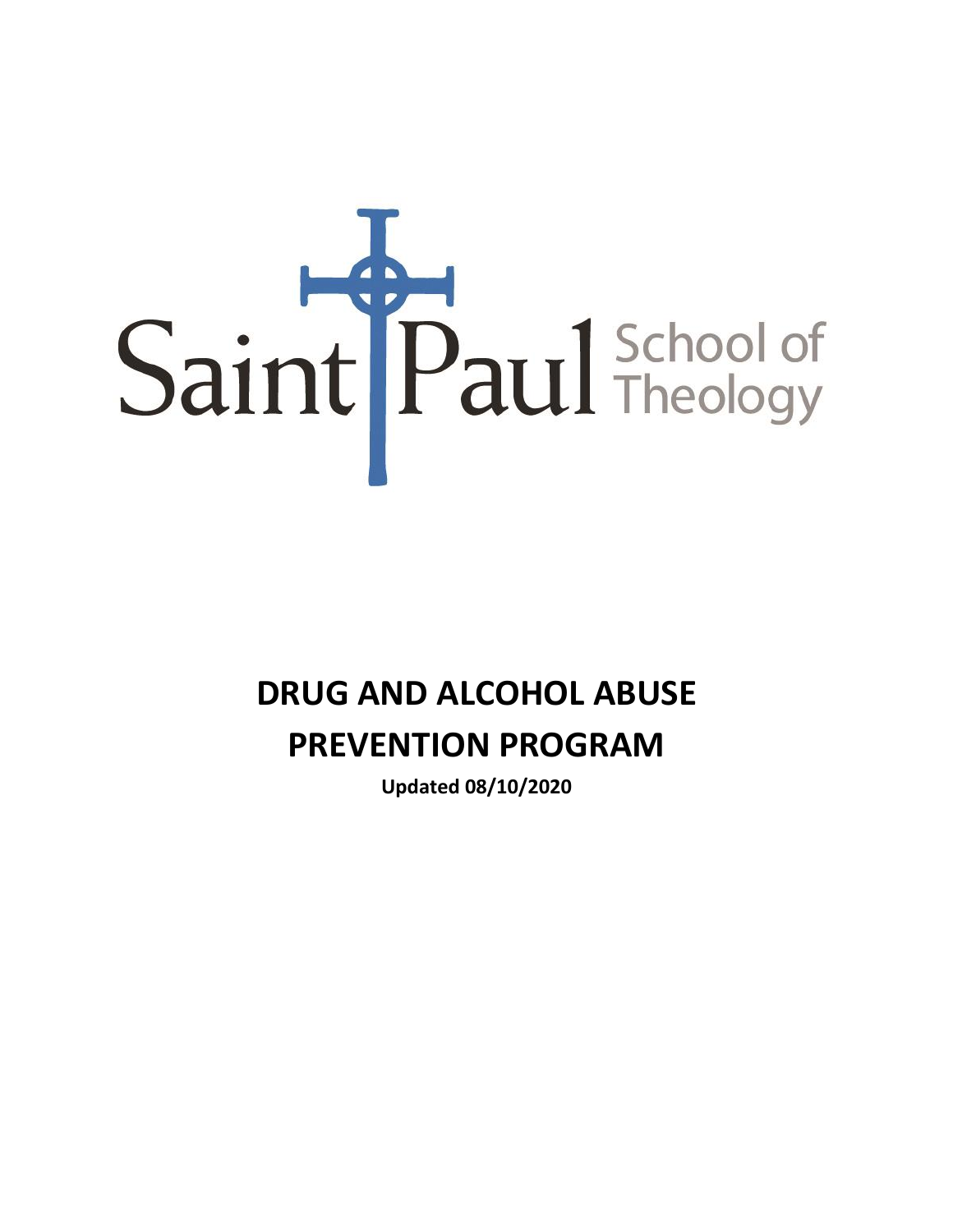Saint Paul School of Theology

# DRUG AND ALCOHOL ABUSE PREVENTION PROGRAM

**Updated 08/10/2020**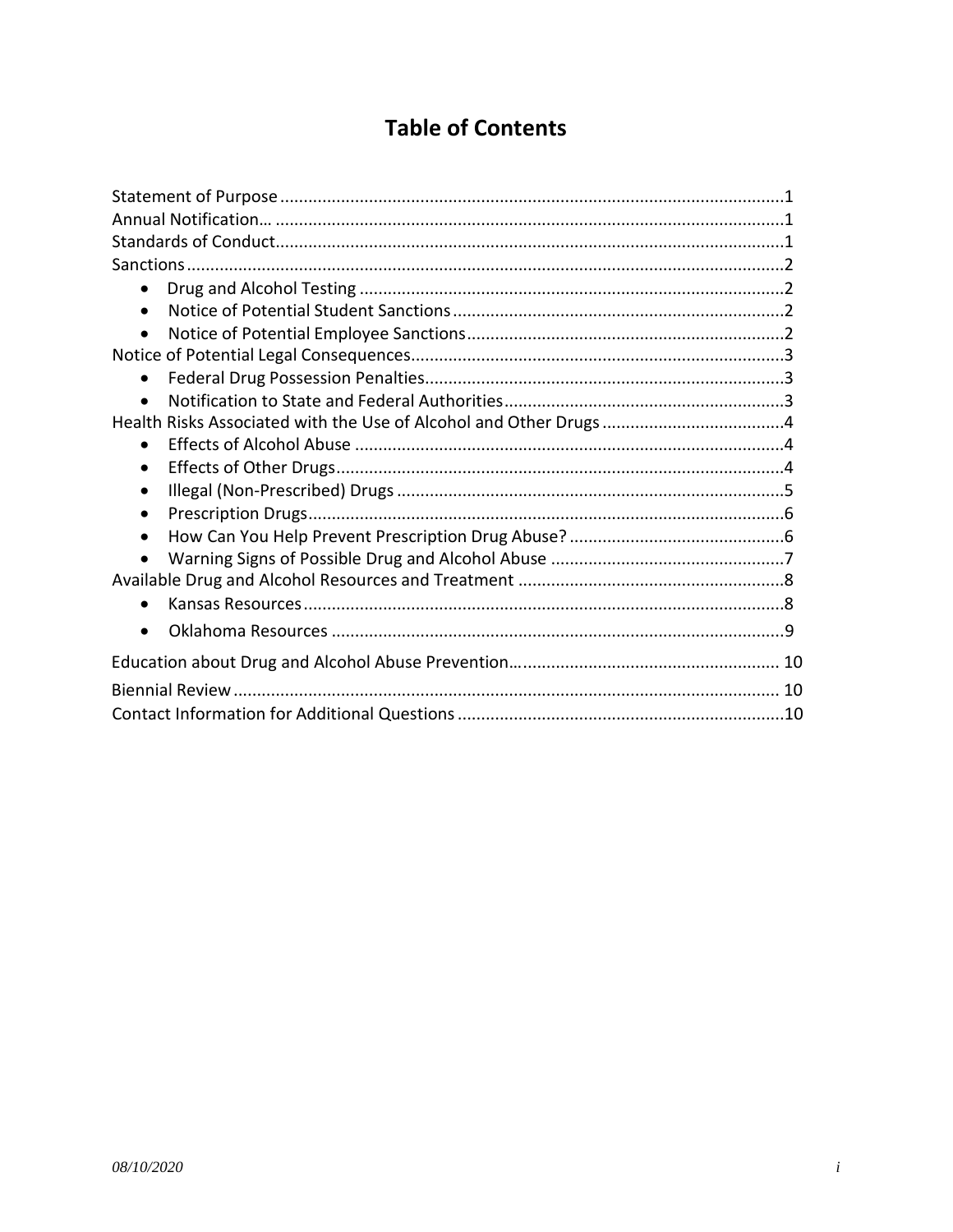# Table of Contents

Statement of Purpose ....................................................................................................1
Annual Notification… ....................................................................................................1
Standards of Conduct....................................................................................................1
Sanctions.......................................................................................................................2

- Drug and Alcohol Testing ..........................................................................................2
- Notice of Potential Student Sanctions......................................................................2
- Notice of Potential Employee Sanctions...................................................................2

Notice of Potential Legal Consequences.......................................................................3

- Federal Drug Possession Penalties...........................................................................3
- Notification to State and Federal Authorities...........................................................3

Health Risks Associated with the Use of Alcohol and Other Drugs ..............................4

- Effects of Alcohol Abuse ...........................................................................................4
- Effects of Other Drugs...............................................................................................4
- Illegal (Non-Prescribed) Drugs ..................................................................................5
- Prescription Drugs.....................................................................................................6
- How Can You Help Prevent Prescription Drug Abuse? ..............................................6
- Warning Signs of Possible Drug and Alcohol Abuse ..................................................7

Available Drug and Alcohol Resources and Treatment .................................................8

- Kansas Resources......................................................................................................8
- Oklahoma Resources ................................................................................................9

Education about Drug and Alcohol Abuse Prevention….............................................. 10
Biennial Review .......................................................................................................... 10
Contact Information for Additional Questions ............................................................10

*08/10/2020*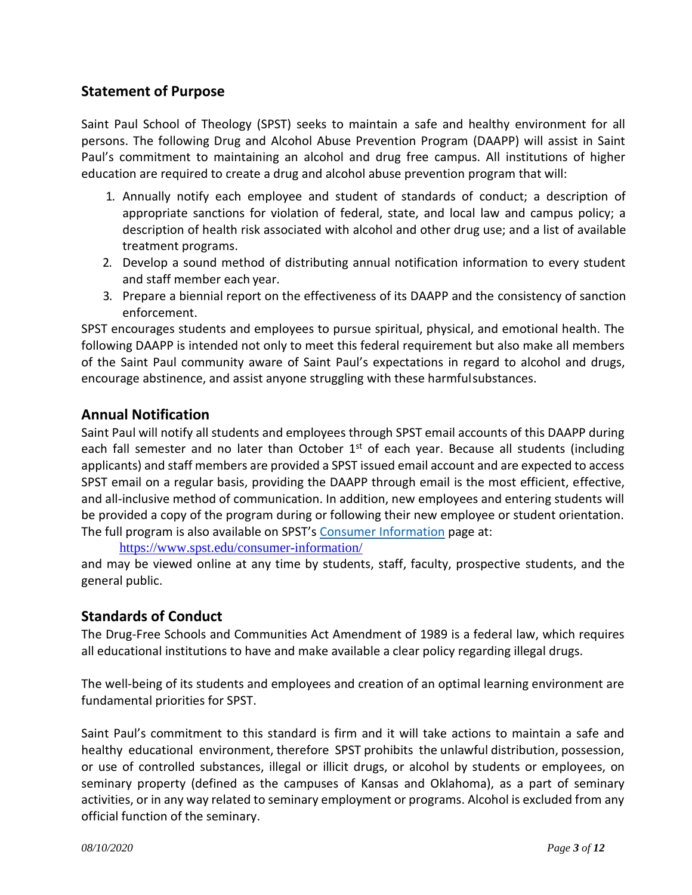## Statement of Purpose

Saint Paul School of Theology (SPST) seeks to maintain a safe and healthy environment for all persons. The following Drug and Alcohol Abuse Prevention Program (DAAPP) will assist in Saint Paul's commitment to maintaining an alcohol and drug free campus. All institutions of higher education are required to create a drug and alcohol abuse prevention program that will:

1. Annually notify each employee and student of standards of conduct; a description of appropriate sanctions for violation of federal, state, and local law and campus policy; a description of health risk associated with alcohol and other drug use; and a list of available treatment programs.
2. Develop a sound method of distributing annual notification information to every student and staff member each year.
3. Prepare a biennial report on the effectiveness of its DAAPP and the consistency of sanction enforcement.

SPST encourages students and employees to pursue spiritual, physical, and emotional health. The following DAAPP is intended not only to meet this federal requirement but also make all members of the Saint Paul community aware of Saint Paul's expectations in regard to alcohol and drugs, encourage abstinence, and assist anyone struggling with these harmful substances.

## Annual Notification

Saint Paul will notify all students and employees through SPST email accounts of this DAAPP during each fall semester and no later than October 1st of each year. Because all students (including applicants) and staff members are provided a SPST issued email account and are expected to access SPST email on a regular basis, providing the DAAPP through email is the most efficient, effective, and all-inclusive method of communication. In addition, new employees and entering students will be provided a copy of the program during or following their new employee or student orientation. The full program is also available on SPST's [Consumer Information](https://www.spst.edu/consumer-information/) page at:

https://www.spst.edu/consumer-information/

and may be viewed online at any time by students, staff, faculty, prospective students, and the general public.

## Standards of Conduct

The Drug-Free Schools and Communities Act Amendment of 1989 is a federal law, which requires all educational institutions to have and make available a clear policy regarding illegal drugs.

The well-being of its students and employees and creation of an optimal learning environment are fundamental priorities for SPST.

Saint Paul's commitment to this standard is firm and it will take actions to maintain a safe and healthy educational environment, therefore SPST prohibits the unlawful distribution, possession, or use of controlled substances, illegal or illicit drugs, or alcohol by students or employees, on seminary property (defined as the campuses of Kansas and Oklahoma), as a part of seminary activities, or in any way related to seminary employment or programs. Alcohol is excluded from any official function of the seminary.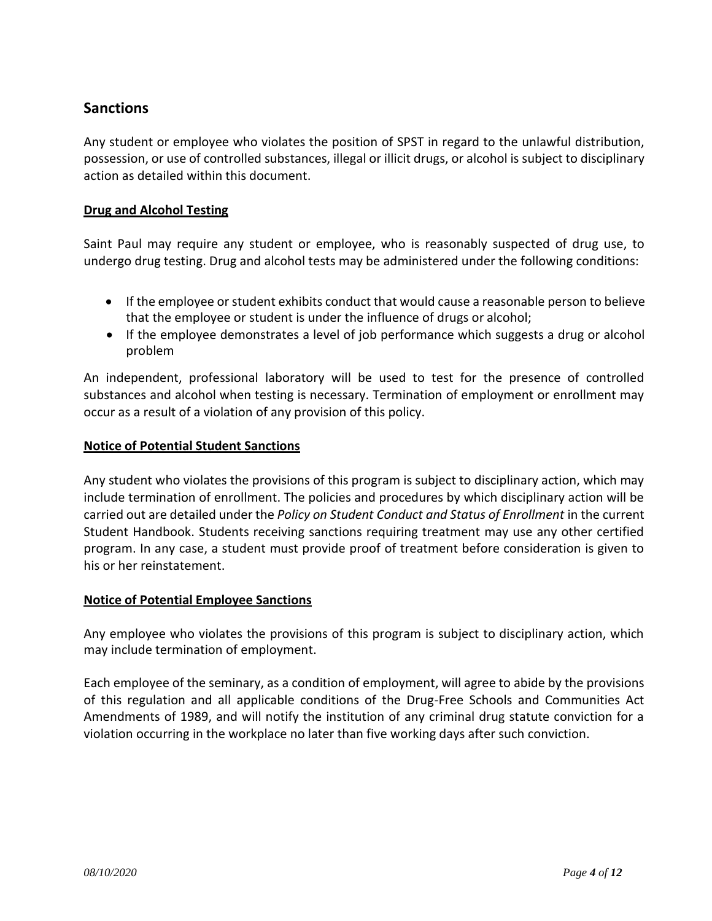## Sanctions

Any student or employee who violates the position of SPST in regard to the unlawful distribution, possession, or use of controlled substances, illegal or illicit drugs, or alcohol is subject to disciplinary action as detailed within this document.

### Drug and Alcohol Testing

Saint Paul may require any student or employee, who is reasonably suspected of drug use, to undergo drug testing. Drug and alcohol tests may be administered under the following conditions:

- If the employee or student exhibits conduct that would cause a reasonable person to believe that the employee or student is under the influence of drugs or alcohol;
- If the employee demonstrates a level of job performance which suggests a drug or alcohol problem

An independent, professional laboratory will be used to test for the presence of controlled substances and alcohol when testing is necessary. Termination of employment or enrollment may occur as a result of a violation of any provision of this policy.

### Notice of Potential Student Sanctions

Any student who violates the provisions of this program is subject to disciplinary action, which may include termination of enrollment. The policies and procedures by which disciplinary action will be carried out are detailed under the *Policy on Student Conduct and Status of Enrollment* in the current Student Handbook. Students receiving sanctions requiring treatment may use any other certified program. In any case, a student must provide proof of treatment before consideration is given to his or her reinstatement.

### Notice of Potential Employee Sanctions

Any employee who violates the provisions of this program is subject to disciplinary action, which may include termination of employment.

Each employee of the seminary, as a condition of employment, will agree to abide by the provisions of this regulation and all applicable conditions of the Drug-Free Schools and Communities Act Amendments of 1989, and will notify the institution of any criminal drug statute conviction for a violation occurring in the workplace no later than five working days after such conviction.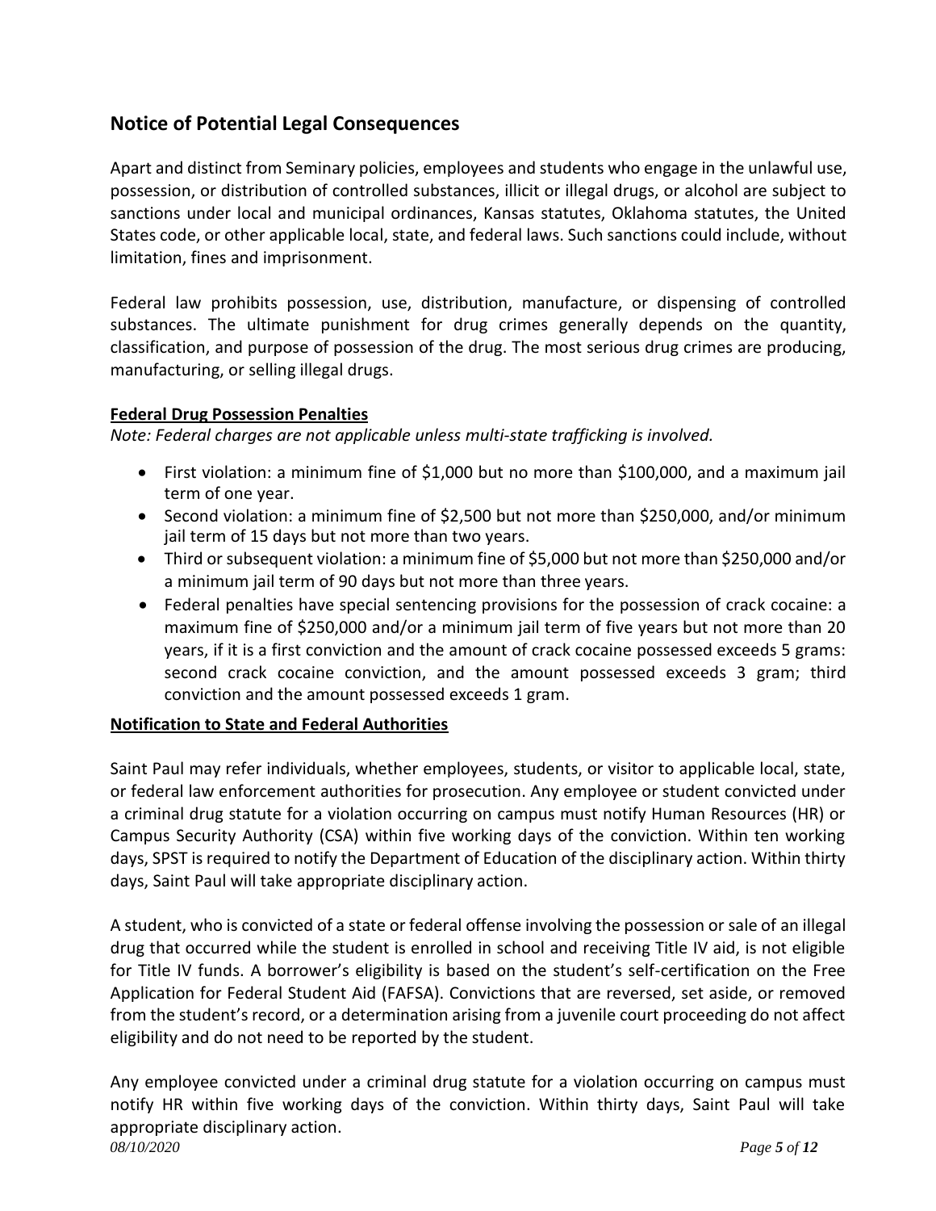## Notice of Potential Legal Consequences

Apart and distinct from Seminary policies, employees and students who engage in the unlawful use, possession, or distribution of controlled substances, illicit or illegal drugs, or alcohol are subject to sanctions under local and municipal ordinances, Kansas statutes, Oklahoma statutes, the United States code, or other applicable local, state, and federal laws. Such sanctions could include, without limitation, fines and imprisonment.

Federal law prohibits possession, use, distribution, manufacture, or dispensing of controlled substances. The ultimate punishment for drug crimes generally depends on the quantity, classification, and purpose of possession of the drug. The most serious drug crimes are producing, manufacturing, or selling illegal drugs.

### Federal Drug Possession Penalties

*Note: Federal charges are not applicable unless multi-state trafficking is involved.*

- First violation: a minimum fine of $1,000 but no more than $100,000, and a maximum jail term of one year.
- Second violation: a minimum fine of $2,500 but not more than $250,000, and/or minimum jail term of 15 days but not more than two years.
- Third or subsequent violation: a minimum fine of $5,000 but not more than $250,000 and/or a minimum jail term of 90 days but not more than three years.
- Federal penalties have special sentencing provisions for the possession of crack cocaine: a maximum fine of $250,000 and/or a minimum jail term of five years but not more than 20 years, if it is a first conviction and the amount of crack cocaine possessed exceeds 5 grams: second crack cocaine conviction, and the amount possessed exceeds 3 gram; third conviction and the amount possessed exceeds 1 gram.

### Notification to State and Federal Authorities

Saint Paul may refer individuals, whether employees, students, or visitor to applicable local, state, or federal law enforcement authorities for prosecution. Any employee or student convicted under a criminal drug statute for a violation occurring on campus must notify Human Resources (HR) or Campus Security Authority (CSA) within five working days of the conviction. Within ten working days, SPST is required to notify the Department of Education of the disciplinary action. Within thirty days, Saint Paul will take appropriate disciplinary action.

A student, who is convicted of a state or federal offense involving the possession or sale of an illegal drug that occurred while the student is enrolled in school and receiving Title IV aid, is not eligible for Title IV funds. A borrower's eligibility is based on the student's self-certification on the Free Application for Federal Student Aid (FAFSA). Convictions that are reversed, set aside, or removed from the student's record, or a determination arising from a juvenile court proceeding do not affect eligibility and do not need to be reported by the student.

Any employee convicted under a criminal drug statute for a violation occurring on campus must notify HR within five working days of the conviction. Within thirty days, Saint Paul will take appropriate disciplinary action.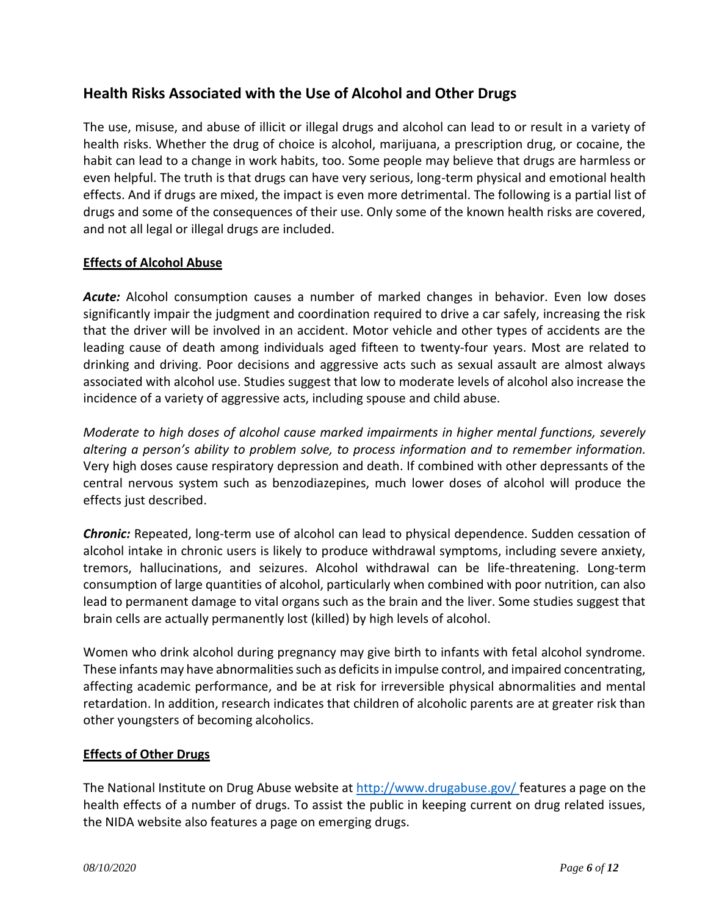## Health Risks Associated with the Use of Alcohol and Other Drugs

The use, misuse, and abuse of illicit or illegal drugs and alcohol can lead to or result in a variety of health risks. Whether the drug of choice is alcohol, marijuana, a prescription drug, or cocaine, the habit can lead to a change in work habits, too. Some people may believe that drugs are harmless or even helpful. The truth is that drugs can have very serious, long-term physical and emotional health effects. And if drugs are mixed, the impact is even more detrimental. The following is a partial list of drugs and some of the consequences of their use. Only some of the known health risks are covered, and not all legal or illegal drugs are included.

### Effects of Alcohol Abuse

***Acute:*** Alcohol consumption causes a number of marked changes in behavior. Even low doses significantly impair the judgment and coordination required to drive a car safely, increasing the risk that the driver will be involved in an accident. Motor vehicle and other types of accidents are the leading cause of death among individuals aged fifteen to twenty-four years. Most are related to drinking and driving. Poor decisions and aggressive acts such as sexual assault are almost always associated with alcohol use. Studies suggest that low to moderate levels of alcohol also increase the incidence of a variety of aggressive acts, including spouse and child abuse.

*Moderate to high doses of alcohol cause marked impairments in higher mental functions, severely altering a person's ability to problem solve, to process information and to remember information.* Very high doses cause respiratory depression and death. If combined with other depressants of the central nervous system such as benzodiazepines, much lower doses of alcohol will produce the effects just described.

***Chronic:*** Repeated, long-term use of alcohol can lead to physical dependence. Sudden cessation of alcohol intake in chronic users is likely to produce withdrawal symptoms, including severe anxiety, tremors, hallucinations, and seizures. Alcohol withdrawal can be life-threatening. Long-term consumption of large quantities of alcohol, particularly when combined with poor nutrition, can also lead to permanent damage to vital organs such as the brain and the liver. Some studies suggest that brain cells are actually permanently lost (killed) by high levels of alcohol.

Women who drink alcohol during pregnancy may give birth to infants with fetal alcohol syndrome. These infants may have abnormalities such as deficits in impulse control, and impaired concentrating, affecting academic performance, and be at risk for irreversible physical abnormalities and mental retardation. In addition, research indicates that children of alcoholic parents are at greater risk than other youngsters of becoming alcoholics.

### Effects of Other Drugs

The National Institute on Drug Abuse website at http://www.drugabuse.gov/ features a page on the health effects of a number of drugs. To assist the public in keeping current on drug related issues, the NIDA website also features a page on emerging drugs.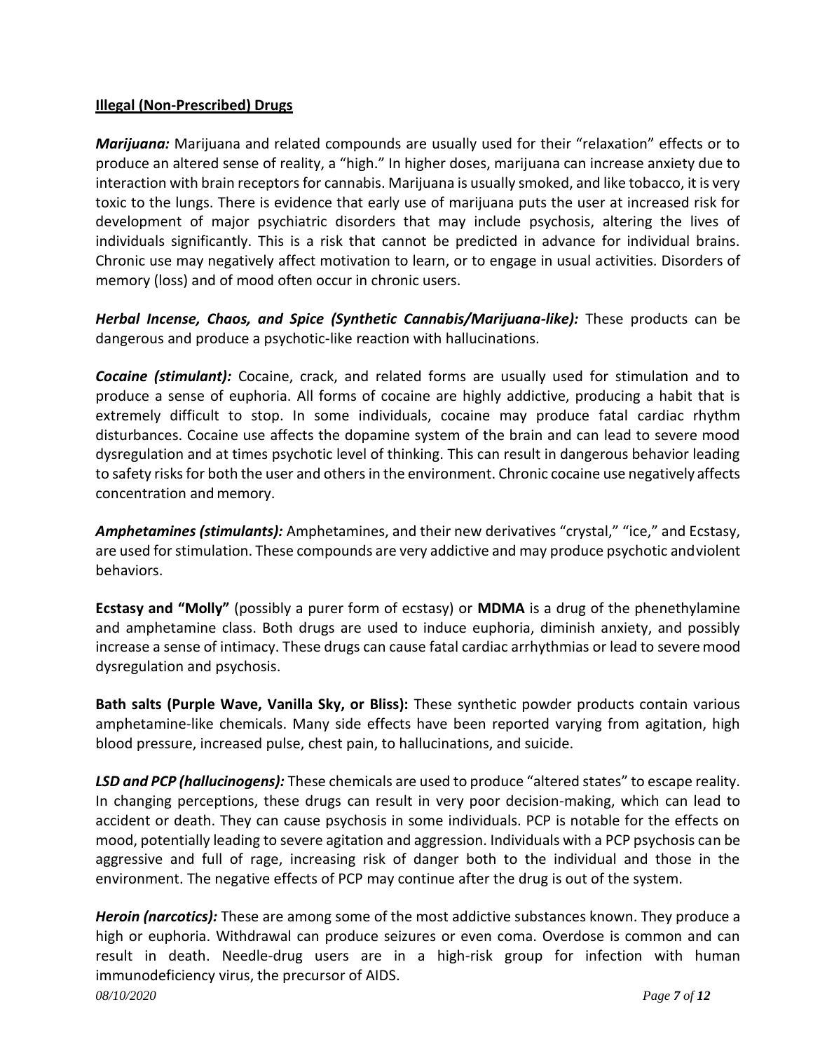**Illegal (Non-Prescribed) Drugs**

***Marijuana:*** Marijuana and related compounds are usually used for their "relaxation" effects or to produce an altered sense of reality, a "high." In higher doses, marijuana can increase anxiety due to interaction with brain receptors for cannabis. Marijuana is usually smoked, and like tobacco, it is very toxic to the lungs. There is evidence that early use of marijuana puts the user at increased risk for development of major psychiatric disorders that may include psychosis, altering the lives of individuals significantly. This is a risk that cannot be predicted in advance for individual brains. Chronic use may negatively affect motivation to learn, or to engage in usual activities. Disorders of memory (loss) and of mood often occur in chronic users.

***Herbal Incense, Chaos, and Spice (Synthetic Cannabis/Marijuana-like):*** These products can be dangerous and produce a psychotic-like reaction with hallucinations.

***Cocaine (stimulant):*** Cocaine, crack, and related forms are usually used for stimulation and to produce a sense of euphoria. All forms of cocaine are highly addictive, producing a habit that is extremely difficult to stop. In some individuals, cocaine may produce fatal cardiac rhythm disturbances. Cocaine use affects the dopamine system of the brain and can lead to severe mood dysregulation and at times psychotic level of thinking. This can result in dangerous behavior leading to safety risks for both the user and others in the environment. Chronic cocaine use negatively affects concentration and memory.

***Amphetamines (stimulants):*** Amphetamines, and their new derivatives "crystal," "ice," and Ecstasy, are used for stimulation. These compounds are very addictive and may produce psychotic and violent behaviors.

**Ecstasy and "Molly"** (possibly a purer form of ecstasy) or **MDMA** is a drug of the phenethylamine and amphetamine class. Both drugs are used to induce euphoria, diminish anxiety, and possibly increase a sense of intimacy. These drugs can cause fatal cardiac arrhythmias or lead to severe mood dysregulation and psychosis.

**Bath salts (Purple Wave, Vanilla Sky, or Bliss):** These synthetic powder products contain various amphetamine-like chemicals. Many side effects have been reported varying from agitation, high blood pressure, increased pulse, chest pain, to hallucinations, and suicide.

***LSD and PCP (hallucinogens):*** These chemicals are used to produce "altered states" to escape reality. In changing perceptions, these drugs can result in very poor decision-making, which can lead to accident or death. They can cause psychosis in some individuals. PCP is notable for the effects on mood, potentially leading to severe agitation and aggression. Individuals with a PCP psychosis can be aggressive and full of rage, increasing risk of danger both to the individual and those in the environment. The negative effects of PCP may continue after the drug is out of the system.

***Heroin (narcotics):*** These are among some of the most addictive substances known. They produce a high or euphoria. Withdrawal can produce seizures or even coma. Overdose is common and can result in death. Needle-drug users are in a high-risk group for infection with human immunodeficiency virus, the precursor of AIDS.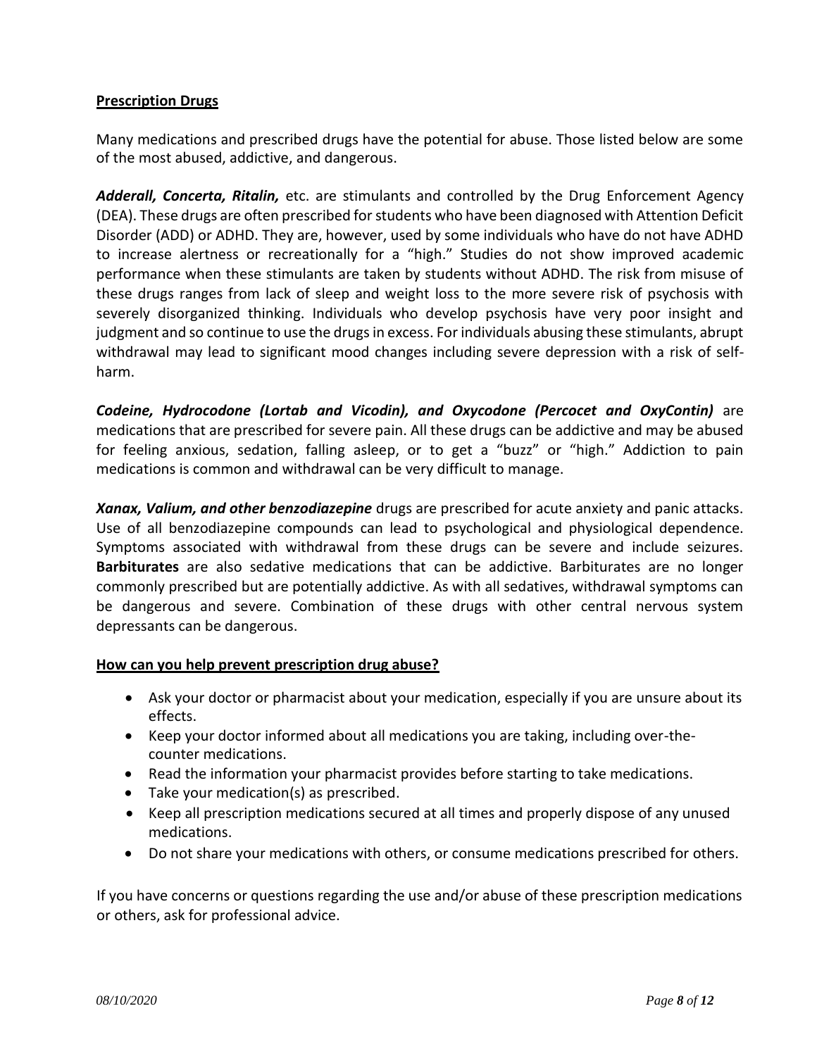**Prescription Drugs**

Many medications and prescribed drugs have the potential for abuse. Those listed below are some of the most abused, addictive, and dangerous.

***Adderall, Concerta, Ritalin,*** etc. are stimulants and controlled by the Drug Enforcement Agency (DEA). These drugs are often prescribed for students who have been diagnosed with Attention Deficit Disorder (ADD) or ADHD. They are, however, used by some individuals who have do not have ADHD to increase alertness or recreationally for a "high." Studies do not show improved academic performance when these stimulants are taken by students without ADHD. The risk from misuse of these drugs ranges from lack of sleep and weight loss to the more severe risk of psychosis with severely disorganized thinking. Individuals who develop psychosis have very poor insight and judgment and so continue to use the drugs in excess. For individuals abusing these stimulants, abrupt withdrawal may lead to significant mood changes including severe depression with a risk of self-harm.

***Codeine, Hydrocodone (Lortab and Vicodin), and Oxycodone (Percocet and OxyContin)*** are medications that are prescribed for severe pain. All these drugs can be addictive and may be abused for feeling anxious, sedation, falling asleep, or to get a "buzz" or "high." Addiction to pain medications is common and withdrawal can be very difficult to manage.

***Xanax, Valium, and other benzodiazepine*** drugs are prescribed for acute anxiety and panic attacks. Use of all benzodiazepine compounds can lead to psychological and physiological dependence. Symptoms associated with withdrawal from these drugs can be severe and include seizures. **Barbiturates** are also sedative medications that can be addictive. Barbiturates are no longer commonly prescribed but are potentially addictive. As with all sedatives, withdrawal symptoms can be dangerous and severe. Combination of these drugs with other central nervous system depressants can be dangerous.

**How can you help prevent prescription drug abuse?**

- Ask your doctor or pharmacist about your medication, especially if you are unsure about its effects.
- Keep your doctor informed about all medications you are taking, including over-the-counter medications.
- Read the information your pharmacist provides before starting to take medications.
- Take your medication(s) as prescribed.
- Keep all prescription medications secured at all times and properly dispose of any unused medications.
- Do not share your medications with others, or consume medications prescribed for others.

If you have concerns or questions regarding the use and/or abuse of these prescription medications or others, ask for professional advice.

*08/10/2020*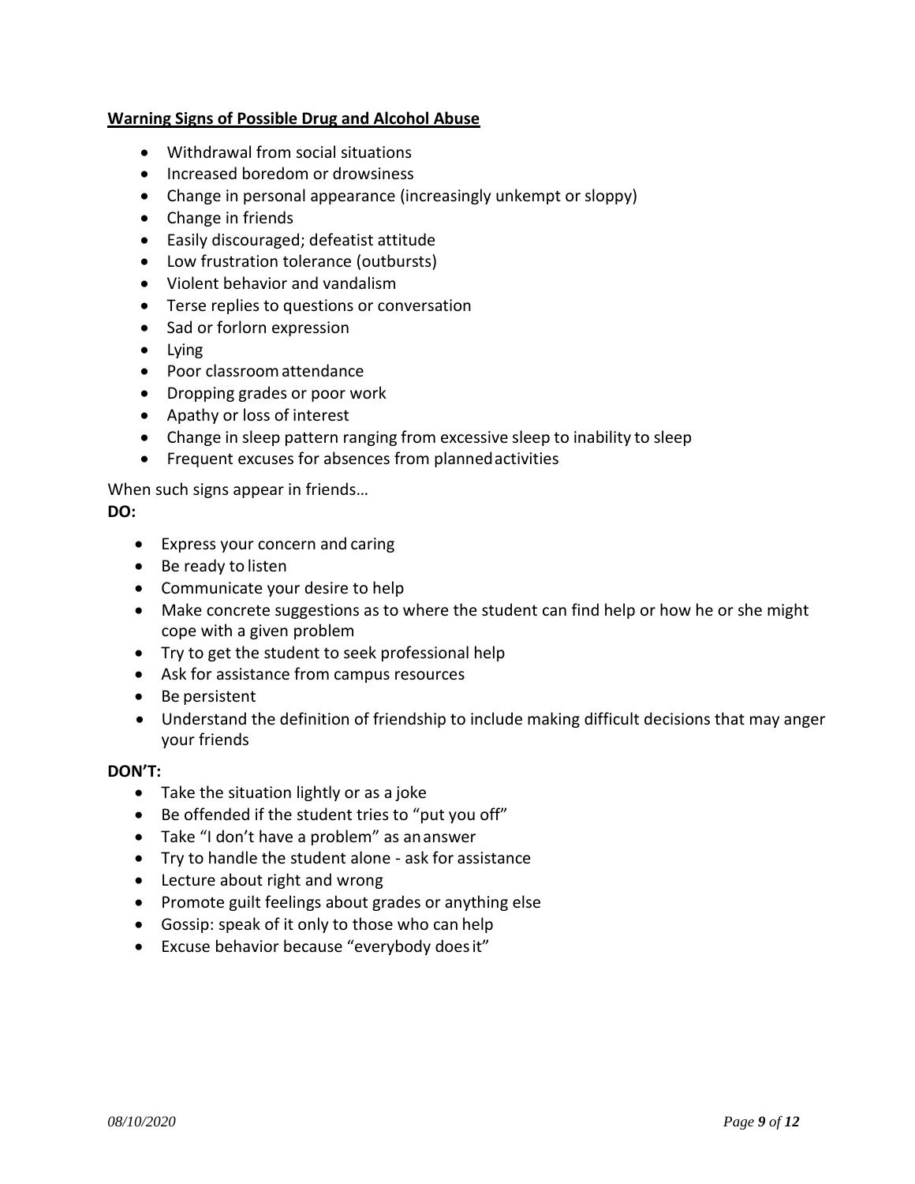**Warning Signs of Possible Drug and Alcohol Abuse**

- Withdrawal from social situations
- Increased boredom or drowsiness
- Change in personal appearance (increasingly unkempt or sloppy)
- Change in friends
- Easily discouraged; defeatist attitude
- Low frustration tolerance (outbursts)
- Violent behavior and vandalism
- Terse replies to questions or conversation
- Sad or forlorn expression
- Lying
- Poor classroom attendance
- Dropping grades or poor work
- Apathy or loss of interest
- Change in sleep pattern ranging from excessive sleep to inability to sleep
- Frequent excuses for absences from planned activities

When such signs appear in friends…

**DO:**

- Express your concern and caring
- Be ready to listen
- Communicate your desire to help
- Make concrete suggestions as to where the student can find help or how he or she might cope with a given problem
- Try to get the student to seek professional help
- Ask for assistance from campus resources
- Be persistent
- Understand the definition of friendship to include making difficult decisions that may anger your friends

**DON'T:**

- Take the situation lightly or as a joke
- Be offended if the student tries to "put you off"
- Take "I don't have a problem" as an answer
- Try to handle the student alone - ask for assistance
- Lecture about right and wrong
- Promote guilt feelings about grades or anything else
- Gossip: speak of it only to those who can help
- Excuse behavior because "everybody does it"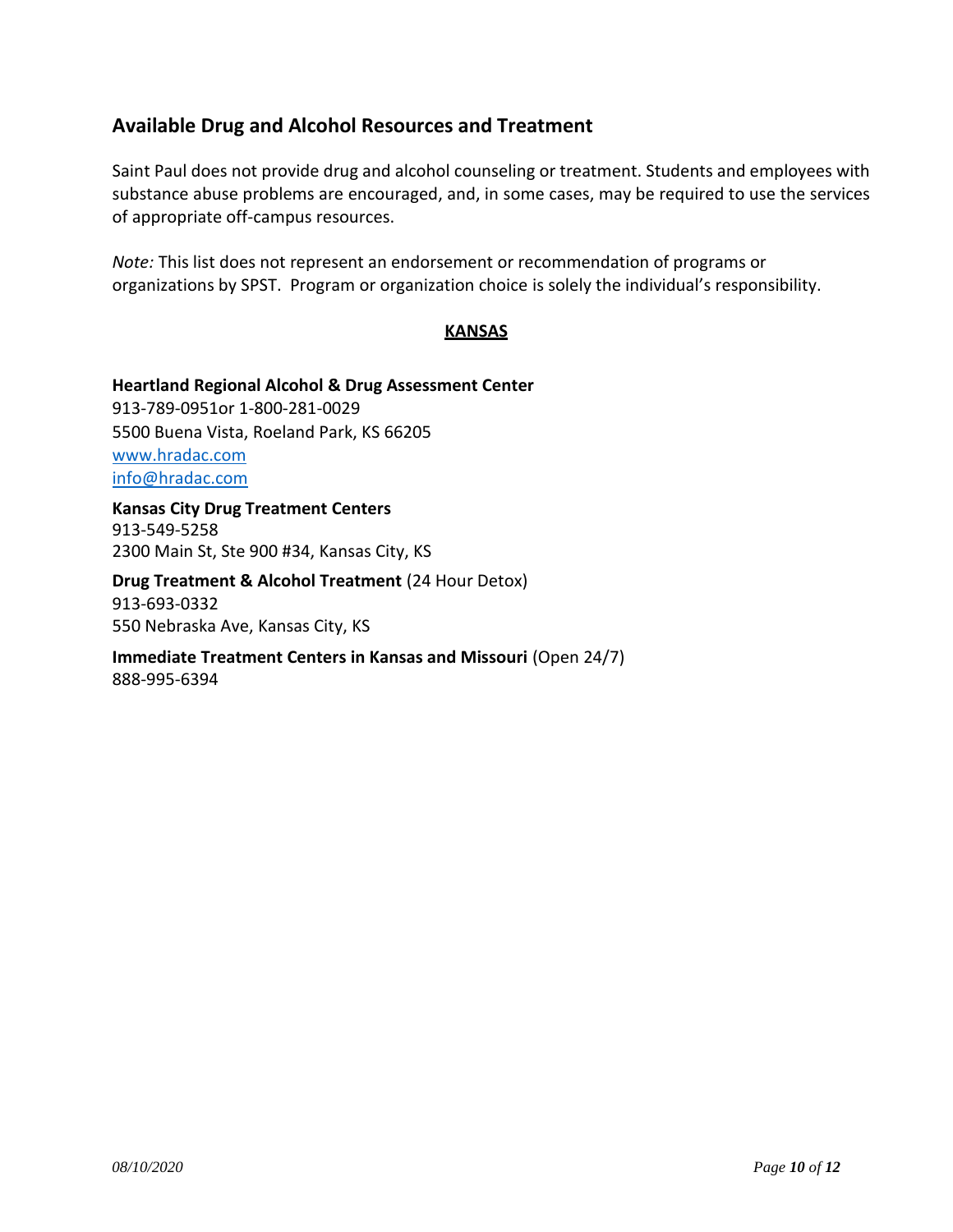## Available Drug and Alcohol Resources and Treatment

Saint Paul does not provide drug and alcohol counseling or treatment. Students and employees with substance abuse problems are encouraged, and, in some cases, may be required to use the services of appropriate off-campus resources.

*Note:* This list does not represent an endorsement or recommendation of programs or organizations by SPST. Program or organization choice is solely the individual's responsibility.

**KANSAS**

**Heartland Regional Alcohol & Drug Assessment Center**
913-789-0951or 1-800-281-0029
5500 Buena Vista, Roeland Park, KS 66205
[www.hradac.com](http://www.hradac.com)
[info@hradac.com](mailto:info@hradac.com)

**Kansas City Drug Treatment Centers**
913-549-5258
2300 Main St, Ste 900 #34, Kansas City, KS

**Drug Treatment & Alcohol Treatment** (24 Hour Detox)
913-693-0332
550 Nebraska Ave, Kansas City, KS

**Immediate Treatment Centers in Kansas and Missouri** (Open 24/7)
888-995-6394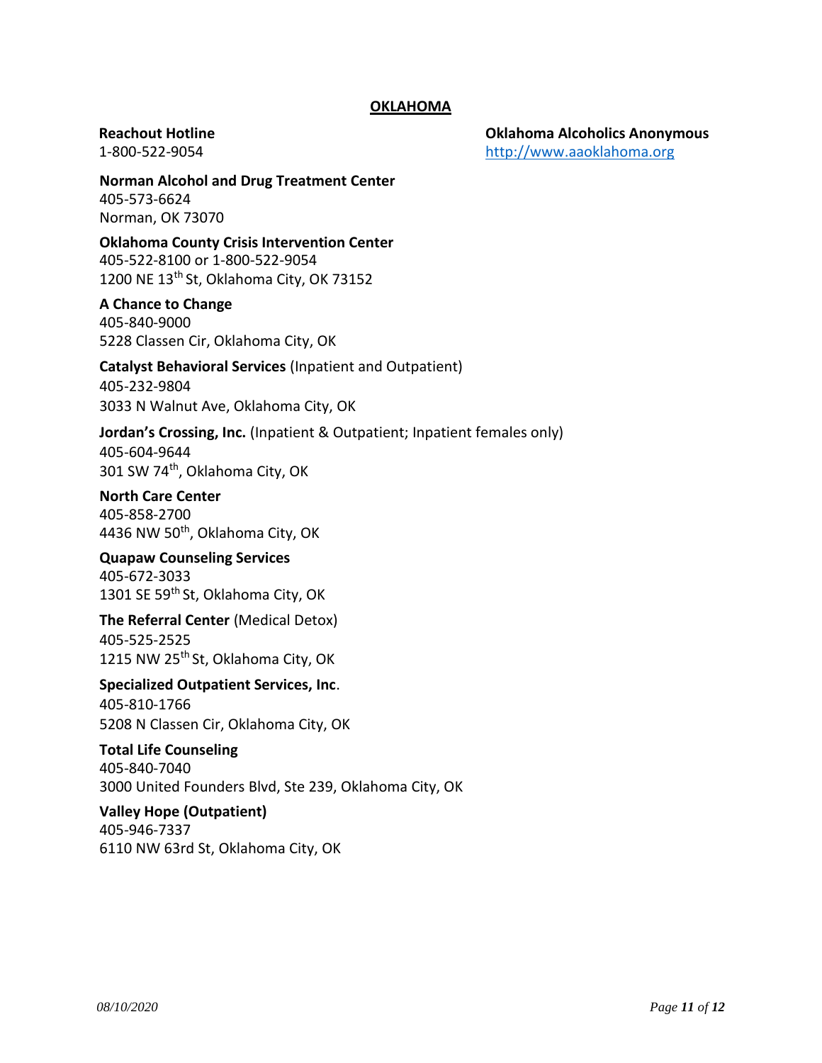## OKLAHOMA

**Reachout Hotline**
1-800-522-9054

**Oklahoma Alcoholics Anonymous**
http://www.aaoklahoma.org

**Norman Alcohol and Drug Treatment Center**
405-573-6624
Norman, OK 73070

**Oklahoma County Crisis Intervention Center**
405-522-8100 or 1-800-522-9054
1200 NE 13th St, Oklahoma City, OK 73152

**A Chance to Change**
405-840-9000
5228 Classen Cir, Oklahoma City, OK

**Catalyst Behavioral Services** (Inpatient and Outpatient)
405-232-9804
3033 N Walnut Ave, Oklahoma City, OK

**Jordan's Crossing, Inc.** (Inpatient & Outpatient; Inpatient females only)
405-604-9644
301 SW 74th, Oklahoma City, OK

**North Care Center**
405-858-2700
4436 NW 50th, Oklahoma City, OK

**Quapaw Counseling Services**
405-672-3033
1301 SE 59th St, Oklahoma City, OK

**The Referral Center** (Medical Detox)
405-525-2525
1215 NW 25th St, Oklahoma City, OK

**Specialized Outpatient Services, Inc**.
405-810-1766
5208 N Classen Cir, Oklahoma City, OK

**Total Life Counseling**
405-840-7040
3000 United Founders Blvd, Ste 239, Oklahoma City, OK

**Valley Hope (Outpatient)**
405-946-7337
6110 NW 63rd St, Oklahoma City, OK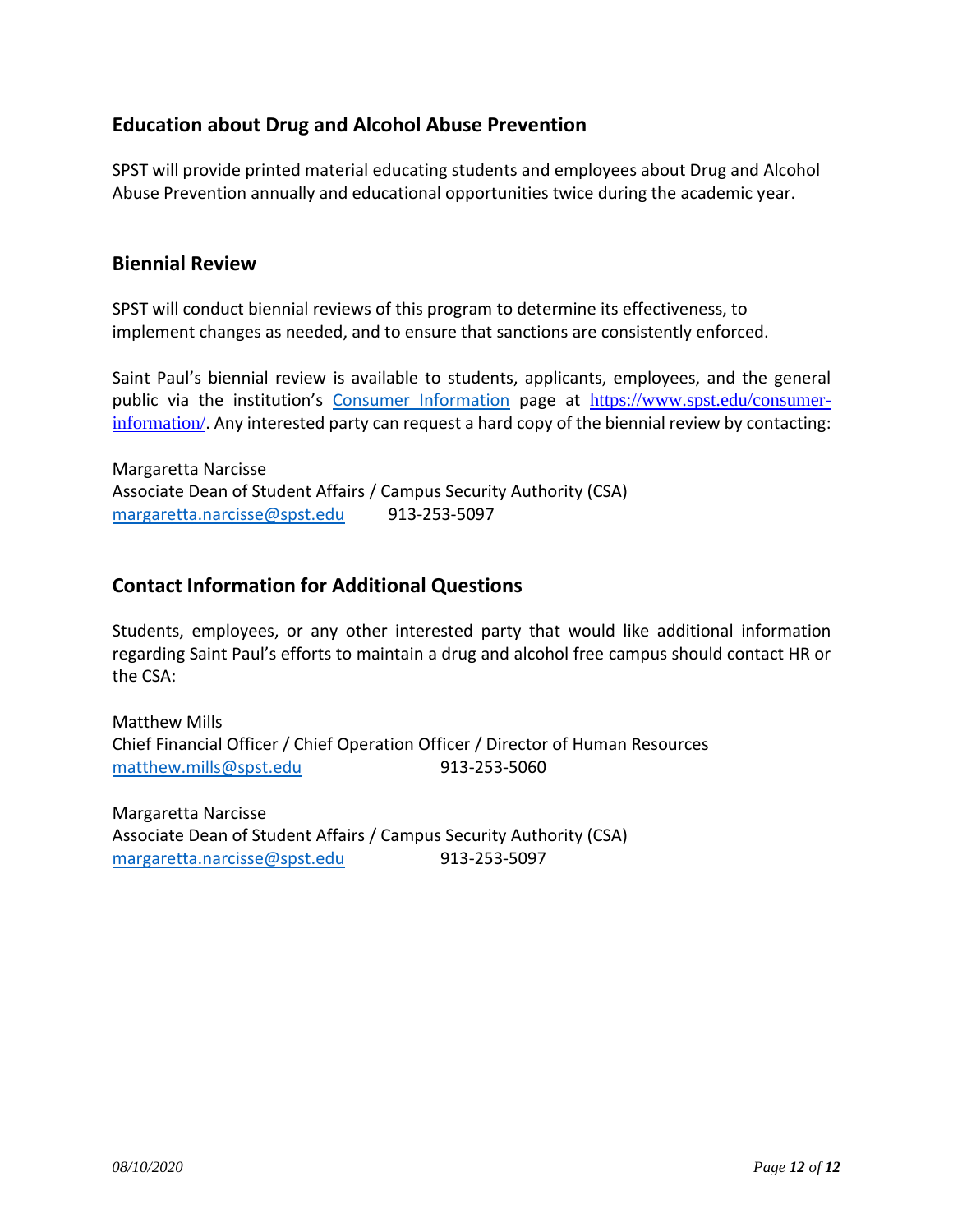## Education about Drug and Alcohol Abuse Prevention

SPST will provide printed material educating students and employees about Drug and Alcohol Abuse Prevention annually and educational opportunities twice during the academic year.

## Biennial Review

SPST will conduct biennial reviews of this program to determine its effectiveness, to implement changes as needed, and to ensure that sanctions are consistently enforced.

Saint Paul's biennial review is available to students, applicants, employees, and the general public via the institution's [Consumer Information](https://www.spst.edu/consumer-information/) page at [https://www.spst.edu/consumer-information/](https://www.spst.edu/consumer-information/). Any interested party can request a hard copy of the biennial review by contacting:

Margaretta Narcisse
Associate Dean of Student Affairs / Campus Security Authority (CSA)
[margaretta.narcisse@spst.edu](mailto:margaretta.narcisse@spst.edu) 913-253-5097

## Contact Information for Additional Questions

Students, employees, or any other interested party that would like additional information regarding Saint Paul's efforts to maintain a drug and alcohol free campus should contact HR or the CSA:

Matthew Mills
Chief Financial Officer / Chief Operation Officer / Director of Human Resources
[matthew.mills@spst.edu](mailto:matthew.mills@spst.edu) 913-253-5060

Margaretta Narcisse
Associate Dean of Student Affairs / Campus Security Authority (CSA)
[margaretta.narcisse@spst.edu](mailto:margaretta.narcisse@spst.edu) 913-253-5097